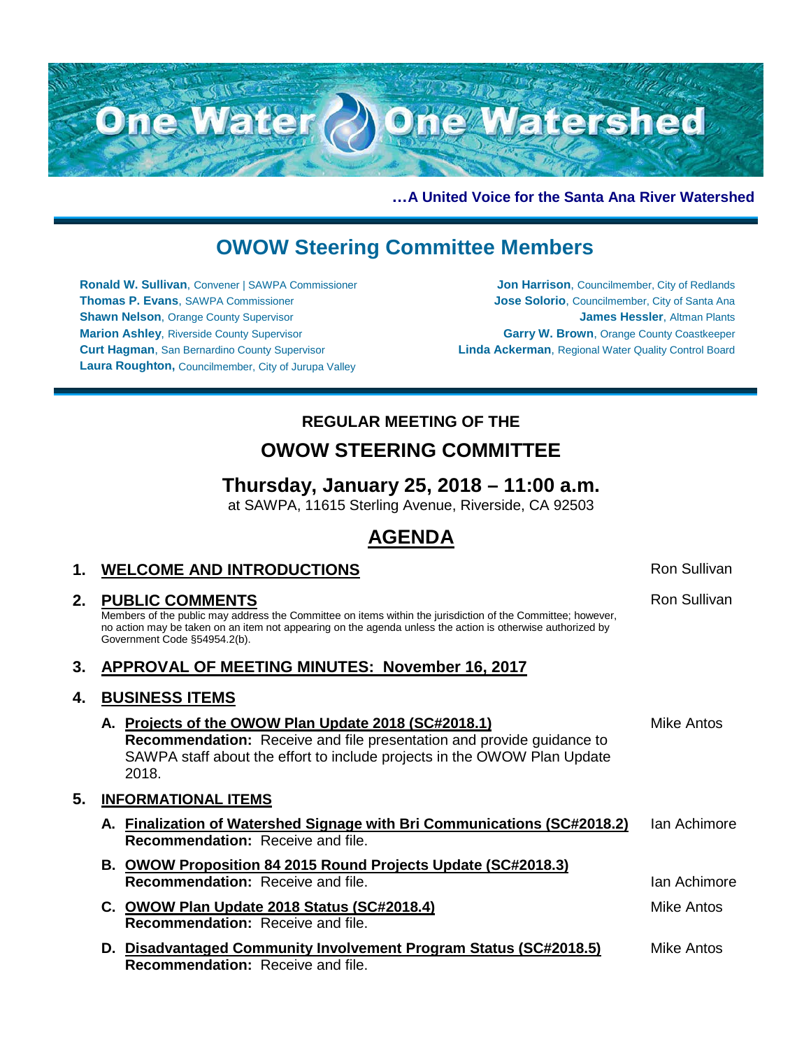# One Water One Watershed

**…A United Voice for the Santa Ana River Watershed**

## OWOW Steering Committee Members

**Ronald W. Sullivan**, Convener | SAWPA Commissioner
**Thomas P. Evans**, SAWPA Commissioner
**Shawn Nelson**, Orange County Supervisor
**Marion Ashley**, Riverside County Supervisor
**Curt Hagman**, San Bernardino County Supervisor
**Laura Roughton,** Councilmember, City of Jurupa Valley
**Jon Harrison**, Councilmember, City of Redlands
**Jose Solorio**, Councilmember, City of Santa Ana
**James Hessler**, Altman Plants
**Garry W. Brown**, Orange County Coastkeeper
**Linda Ackerman**, Regional Water Quality Control Board

**REGULAR MEETING OF THE**

## OWOW STEERING COMMITTEE

### Thursday, January 25, 2018 – 11:00 a.m.

at SAWPA, 11615 Sterling Avenue, Riverside, CA 92503

## AGENDA

**1. WELCOME AND INTRODUCTIONS** — Ron Sullivan

**2. PUBLIC COMMENTS** — Ron Sullivan
Members of the public may address the Committee on items within the jurisdiction of the Committee; however, no action may be taken on an item not appearing on the agenda unless the action is otherwise authorized by Government Code §54954.2(b).

**3. APPROVAL OF MEETING MINUTES: November 16, 2017**

**4. BUSINESS ITEMS**

- **A. Projects of the OWOW Plan Update 2018 (SC#2018.1)** — Mike Antos
  **Recommendation:** Receive and file presentation and provide guidance to SAWPA staff about the effort to include projects in the OWOW Plan Update 2018.

**5. INFORMATIONAL ITEMS**

- **A. Finalization of Watershed Signage with Bri Communications (SC#2018.2)** — Ian Achimore
  **Recommendation:** Receive and file.
- **B. OWOW Proposition 84 2015 Round Projects Update (SC#2018.3)** — Ian Achimore
  **Recommendation:** Receive and file.
- **C. OWOW Plan Update 2018 Status (SC#2018.4)** — Mike Antos
  **Recommendation:** Receive and file.
- **D. Disadvantaged Community Involvement Program Status (SC#2018.5)** — Mike Antos
  **Recommendation:** Receive and file.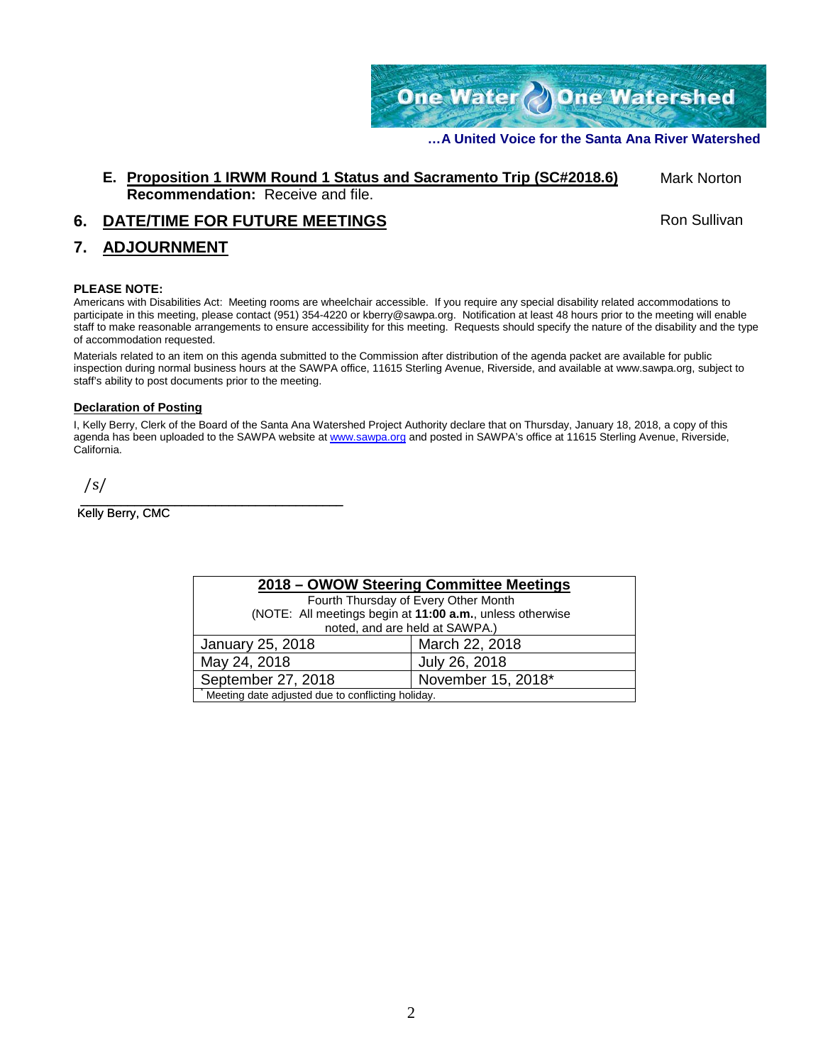**…A United Voice for the Santa Ana River Watershed**

**E. Proposition 1 IRWM Round 1 Status and Sacramento Trip (SC#2018.6)** — Mark Norton
**Recommendation:** Receive and file.

## 6. DATE/TIME FOR FUTURE MEETINGS — Ron Sullivan

## 7. ADJOURNMENT

**PLEASE NOTE:**
Americans with Disabilities Act: Meeting rooms are wheelchair accessible. If you require any special disability related accommodations to participate in this meeting, please contact (951) 354-4220 or kberry@sawpa.org. Notification at least 48 hours prior to the meeting will enable staff to make reasonable arrangements to ensure accessibility for this meeting. Requests should specify the nature of the disability and the type of accommodation requested.

Materials related to an item on this agenda submitted to the Commission after distribution of the agenda packet are available for public inspection during normal business hours at the SAWPA office, 11615 Sterling Avenue, Riverside, and available at www.sawpa.org, subject to staff's ability to post documents prior to the meeting.

**Declaration of Posting**

I, Kelly Berry, Clerk of the Board of the Santa Ana Watershed Project Authority declare that on Thursday, January 18, 2018, a copy of this agenda has been uploaded to the SAWPA website at www.sawpa.org and posted in SAWPA's office at 11615 Sterling Avenue, Riverside, California.

/s/
_______________________________
Kelly Berry, CMC

| **2018 – OWOW Steering Committee Meetings**<br>Fourth Thursday of Every Other Month<br>(NOTE: All meetings begin at **11:00 a.m.**, unless otherwise noted, and are held at SAWPA.) | |
|---|---|
| January 25, 2018 | March 22, 2018 |
| May 24, 2018 | July 26, 2018 |
| September 27, 2018 | November 15, 2018* |

*Meeting date adjusted due to conflicting holiday.